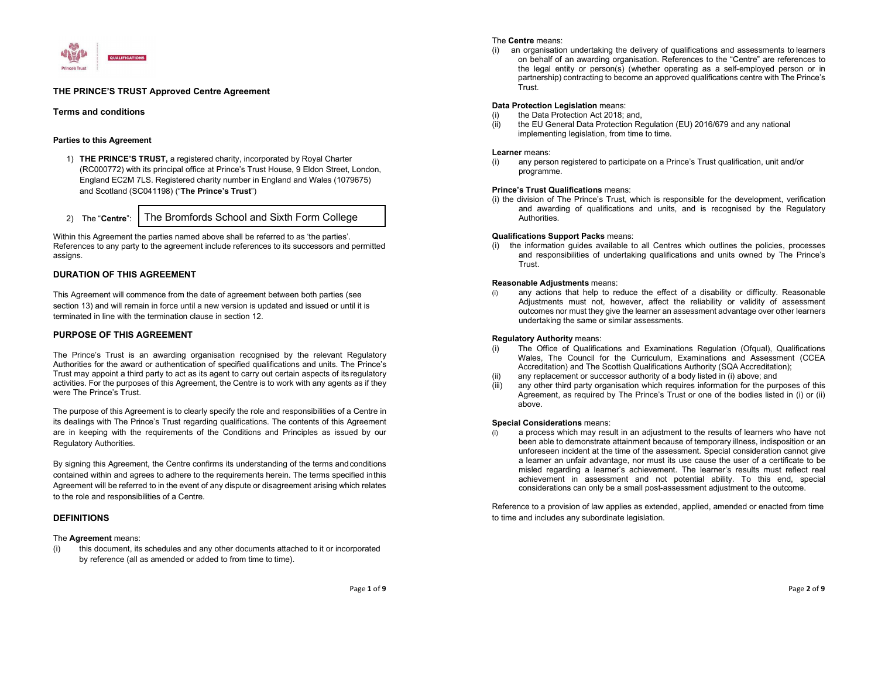## THE PRINCE'S TRUST Approved Centre Agreement

### Terms and conditions

**Parties to this Agreement**

1) **THE PRINCE'S TRUST,** a registered charity, incorporated by Royal Charter (RC000772) with its principal office at Prince's Trust House, 9 Eldon Street, London, England EC2M 7LS. Registered charity number in England and Wales (1079675) and Scotland (SC041198) ("**The Prince's Trust**")

2) The "**Centre**": The Bromfords School and Sixth Form College

Within this Agreement the parties named above shall be referred to as 'the parties'. References to any party to the agreement include references to its successors and permitted assigns.

## DURATION OF THIS AGREEMENT

This Agreement will commence from the date of agreement between both parties (see section 13) and will remain in force until a new version is updated and issued or until it is terminated in line with the termination clause in section 12.

## PURPOSE OF THIS AGREEMENT

The Prince's Trust is an awarding organisation recognised by the relevant Regulatory Authorities for the award or authentication of specified qualifications and units. The Prince's Trust may appoint a third party to act as its agent to carry out certain aspects of its regulatory activities. For the purposes of this Agreement, the Centre is to work with any agents as if they were The Prince's Trust.

The purpose of this Agreement is to clearly specify the role and responsibilities of a Centre in its dealings with The Prince's Trust regarding qualifications. The contents of this Agreement are in keeping with the requirements of the Conditions and Principles as issued by our Regulatory Authorities.

By signing this Agreement, the Centre confirms its understanding of the terms and conditions contained within and agrees to adhere to the requirements herein. The terms specified in this Agreement will be referred to in the event of any dispute or disagreement arising which relates to the role and responsibilities of a Centre.

## DEFINITIONS

The **Agreement** means:

(i) this document, its schedules and any other documents attached to it or incorporated by reference (all as amended or added to from time to time).

The **Centre** means:

(i) an organisation undertaking the delivery of qualifications and assessments to learners on behalf of an awarding organisation. References to the "Centre" are references to the legal entity or person(s) (whether operating as a self-employed person or in partnership) contracting to become an approved qualifications centre with The Prince's Trust.

**Data Protection Legislation** means:

(i) the Data Protection Act 2018; and,
(ii) the EU General Data Protection Regulation (EU) 2016/679 and any national implementing legislation, from time to time.

**Learner** means:

(i) any person registered to participate on a Prince's Trust qualification, unit and/or programme.

**Prince's Trust Qualifications** means:

(i) the division of The Prince's Trust, which is responsible for the development, verification and awarding of qualifications and units, and is recognised by the Regulatory Authorities.

**Qualifications Support Packs** means:

(i) the information guides available to all Centres which outlines the policies, processes and responsibilities of undertaking qualifications and units owned by The Prince's Trust.

**Reasonable Adjustments** means:

(i) any actions that help to reduce the effect of a disability or difficulty. Reasonable Adjustments must not, however, affect the reliability or validity of assessment outcomes nor must they give the learner an assessment advantage over other learners undertaking the same or similar assessments.

**Regulatory Authority** means:

(i) The Office of Qualifications and Examinations Regulation (Ofqual), Qualifications Wales, The Council for the Curriculum, Examinations and Assessment (CCEA Accreditation) and The Scottish Qualifications Authority (SQA Accreditation);
(ii) any replacement or successor authority of a body listed in (i) above; and
(iii) any other third party organisation which requires information for the purposes of this Agreement, as required by The Prince's Trust or one of the bodies listed in (i) or (ii) above.

**Special Considerations** means:

(i) a process which may result in an adjustment to the results of learners who have not been able to demonstrate attainment because of temporary illness, indisposition or an unforeseen incident at the time of the assessment. Special consideration cannot give a learner an unfair advantage, nor must its use cause the user of a certificate to be misled regarding a learner's achievement. The learner's results must reflect real achievement in assessment and not potential ability. To this end, special considerations can only be a small post-assessment adjustment to the outcome.

Reference to a provision of law applies as extended, applied, amended or enacted from time to time and includes any subordinate legislation.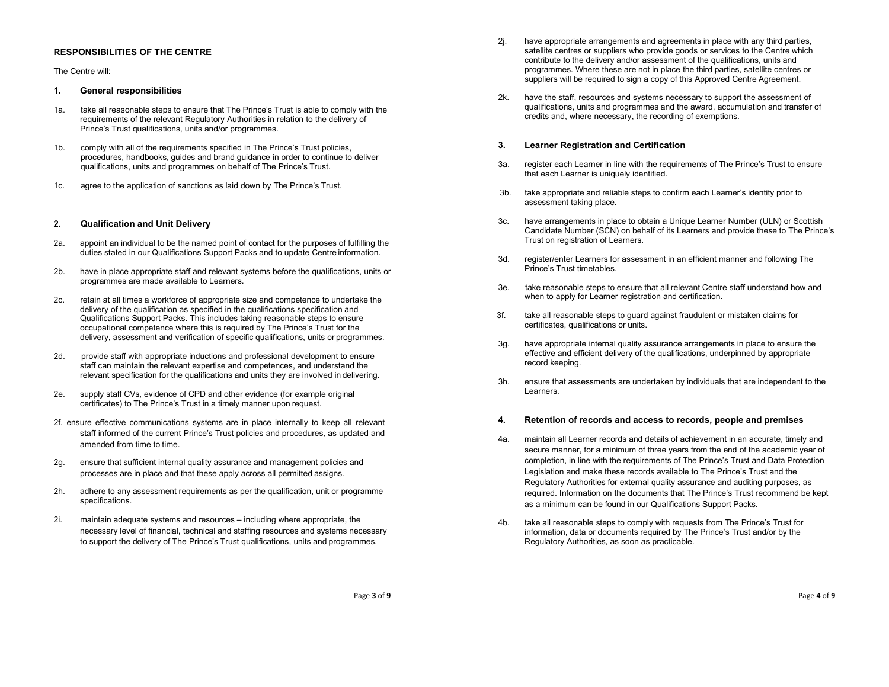## RESPONSIBILITIES OF THE CENTRE

The Centre will:

### 1. General responsibilities

1a. take all reasonable steps to ensure that The Prince's Trust is able to comply with the requirements of the relevant Regulatory Authorities in relation to the delivery of Prince's Trust qualifications, units and/or programmes.

1b. comply with all of the requirements specified in The Prince's Trust policies, procedures, handbooks, guides and brand guidance in order to continue to deliver qualifications, units and programmes on behalf of The Prince's Trust.

1c. agree to the application of sanctions as laid down by The Prince's Trust.

### 2. Qualification and Unit Delivery

2a. appoint an individual to be the named point of contact for the purposes of fulfilling the duties stated in our Qualifications Support Packs and to update Centre information.

2b. have in place appropriate staff and relevant systems before the qualifications, units or programmes are made available to Learners.

2c. retain at all times a workforce of appropriate size and competence to undertake the delivery of the qualification as specified in the qualifications specification and Qualifications Support Packs. This includes taking reasonable steps to ensure occupational competence where this is required by The Prince's Trust for the delivery, assessment and verification of specific qualifications, units or programmes.

2d. provide staff with appropriate inductions and professional development to ensure staff can maintain the relevant expertise and competences, and understand the relevant specification for the qualifications and units they are involved in delivering.

2e. supply staff CVs, evidence of CPD and other evidence (for example original certificates) to The Prince's Trust in a timely manner upon request.

2f. ensure effective communications systems are in place internally to keep all relevant staff informed of the current Prince's Trust policies and procedures, as updated and amended from time to time.

2g. ensure that sufficient internal quality assurance and management policies and processes are in place and that these apply across all permitted assigns.

2h. adhere to any assessment requirements as per the qualification, unit or programme specifications.

2i. maintain adequate systems and resources – including where appropriate, the necessary level of financial, technical and staffing resources and systems necessary to support the delivery of The Prince's Trust qualifications, units and programmes.

2j. have appropriate arrangements and agreements in place with any third parties, satellite centres or suppliers who provide goods or services to the Centre which contribute to the delivery and/or assessment of the qualifications, units and programmes. Where these are not in place the third parties, satellite centres or suppliers will be required to sign a copy of this Approved Centre Agreement.

2k. have the staff, resources and systems necessary to support the assessment of qualifications, units and programmes and the award, accumulation and transfer of credits and, where necessary, the recording of exemptions.

### 3. Learner Registration and Certification

3a. register each Learner in line with the requirements of The Prince's Trust to ensure that each Learner is uniquely identified.

3b. take appropriate and reliable steps to confirm each Learner's identity prior to assessment taking place.

3c. have arrangements in place to obtain a Unique Learner Number (ULN) or Scottish Candidate Number (SCN) on behalf of its Learners and provide these to The Prince's Trust on registration of Learners.

3d. register/enter Learners for assessment in an efficient manner and following The Prince's Trust timetables.

3e. take reasonable steps to ensure that all relevant Centre staff understand how and when to apply for Learner registration and certification.

3f. take all reasonable steps to guard against fraudulent or mistaken claims for certificates, qualifications or units.

3g. have appropriate internal quality assurance arrangements in place to ensure the effective and efficient delivery of the qualifications, underpinned by appropriate record keeping.

3h. ensure that assessments are undertaken by individuals that are independent to the Learners.

### 4. Retention of records and access to records, people and premises

4a. maintain all Learner records and details of achievement in an accurate, timely and secure manner, for a minimum of three years from the end of the academic year of completion, in line with the requirements of The Prince's Trust and Data Protection Legislation and make these records available to The Prince's Trust and the Regulatory Authorities for external quality assurance and auditing purposes, as required. Information on the documents that The Prince's Trust recommend be kept as a minimum can be found in our Qualifications Support Packs.

4b. take all reasonable steps to comply with requests from The Prince's Trust for information, data or documents required by The Prince's Trust and/or by the Regulatory Authorities, as soon as practicable.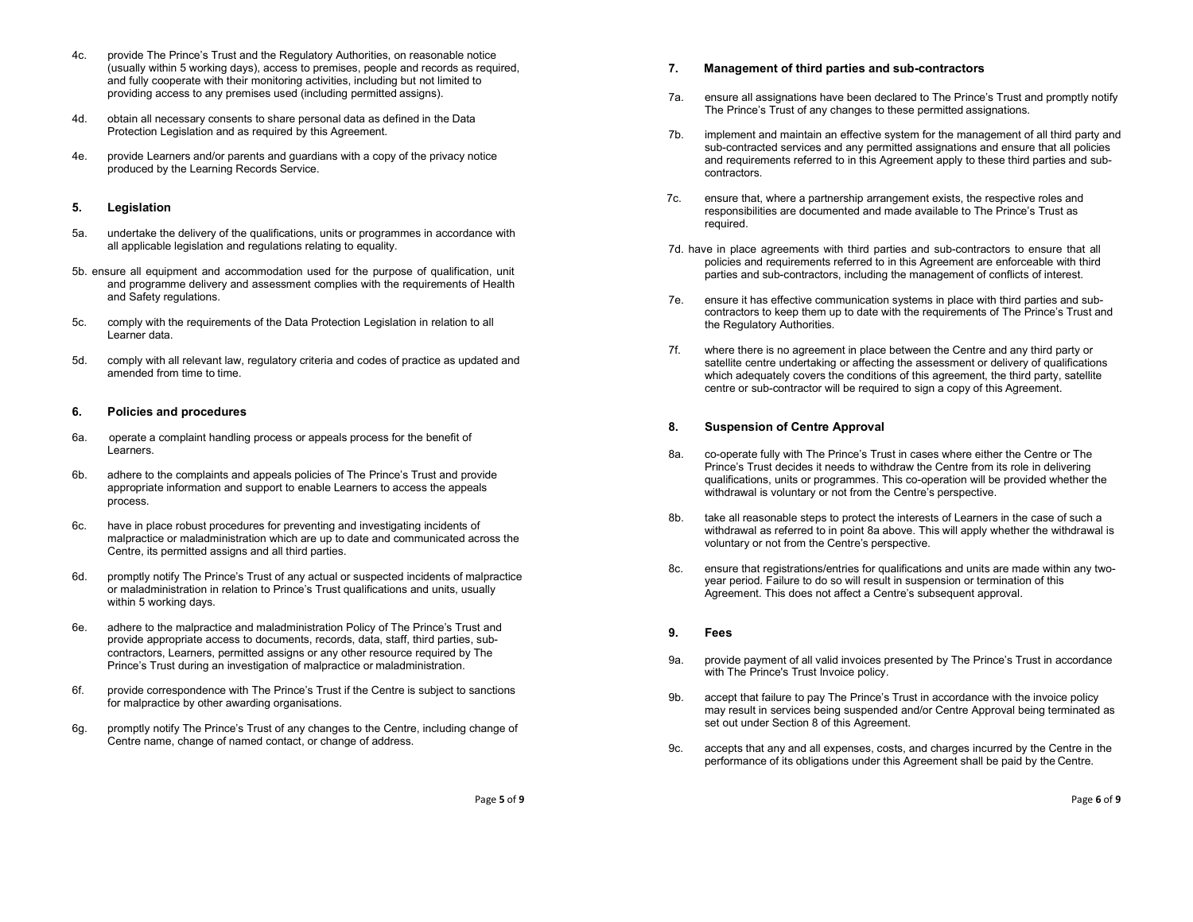4c. provide The Prince's Trust and the Regulatory Authorities, on reasonable notice (usually within 5 working days), access to premises, people and records as required, and fully cooperate with their monitoring activities, including but not limited to providing access to any premises used (including permitted assigns).

4d. obtain all necessary consents to share personal data as defined in the Data Protection Legislation and as required by this Agreement.

4e. provide Learners and/or parents and guardians with a copy of the privacy notice produced by the Learning Records Service.

### 5. Legislation

5a. undertake the delivery of the qualifications, units or programmes in accordance with all applicable legislation and regulations relating to equality.

5b. ensure all equipment and accommodation used for the purpose of qualification, unit and programme delivery and assessment complies with the requirements of Health and Safety regulations.

5c. comply with the requirements of the Data Protection Legislation in relation to all Learner data.

5d. comply with all relevant law, regulatory criteria and codes of practice as updated and amended from time to time.

### 6. Policies and procedures

6a. operate a complaint handling process or appeals process for the benefit of Learners.

6b. adhere to the complaints and appeals policies of The Prince's Trust and provide appropriate information and support to enable Learners to access the appeals process.

6c. have in place robust procedures for preventing and investigating incidents of malpractice or maladministration which are up to date and communicated across the Centre, its permitted assigns and all third parties.

6d. promptly notify The Prince's Trust of any actual or suspected incidents of malpractice or maladministration in relation to Prince's Trust qualifications and units, usually within 5 working days.

6e. adhere to the malpractice and maladministration Policy of The Prince's Trust and provide appropriate access to documents, records, data, staff, third parties, sub-contractors, Learners, permitted assigns or any other resource required by The Prince's Trust during an investigation of malpractice or maladministration.

6f. provide correspondence with The Prince's Trust if the Centre is subject to sanctions for malpractice by other awarding organisations.

6g. promptly notify The Prince's Trust of any changes to the Centre, including change of Centre name, change of named contact, or change of address.

### 7. Management of third parties and sub-contractors

7a. ensure all assignations have been declared to The Prince's Trust and promptly notify The Prince's Trust of any changes to these permitted assignations.

7b. implement and maintain an effective system for the management of all third party and sub-contracted services and any permitted assignations and ensure that all policies and requirements referred to in this Agreement apply to these third parties and sub-contractors.

7c. ensure that, where a partnership arrangement exists, the respective roles and responsibilities are documented and made available to The Prince's Trust as required.

7d. have in place agreements with third parties and sub-contractors to ensure that all policies and requirements referred to in this Agreement are enforceable with third parties and sub-contractors, including the management of conflicts of interest.

7e. ensure it has effective communication systems in place with third parties and sub-contractors to keep them up to date with the requirements of The Prince's Trust and the Regulatory Authorities.

7f. where there is no agreement in place between the Centre and any third party or satellite centre undertaking or affecting the assessment or delivery of qualifications which adequately covers the conditions of this agreement, the third party, satellite centre or sub-contractor will be required to sign a copy of this Agreement.

### 8. Suspension of Centre Approval

8a. co-operate fully with The Prince's Trust in cases where either the Centre or The Prince's Trust decides it needs to withdraw the Centre from its role in delivering qualifications, units or programmes. This co-operation will be provided whether the withdrawal is voluntary or not from the Centre's perspective.

8b. take all reasonable steps to protect the interests of Learners in the case of such a withdrawal as referred to in point 8a above. This will apply whether the withdrawal is voluntary or not from the Centre's perspective.

8c. ensure that registrations/entries for qualifications and units are made within any two-year period. Failure to do so will result in suspension or termination of this Agreement. This does not affect a Centre's subsequent approval.

### 9. Fees

9a. provide payment of all valid invoices presented by The Prince's Trust in accordance with The Prince's Trust Invoice policy.

9b. accept that failure to pay The Prince's Trust in accordance with the invoice policy may result in services being suspended and/or Centre Approval being terminated as set out under Section 8 of this Agreement.

9c. accepts that any and all expenses, costs, and charges incurred by the Centre in the performance of its obligations under this Agreement shall be paid by the Centre.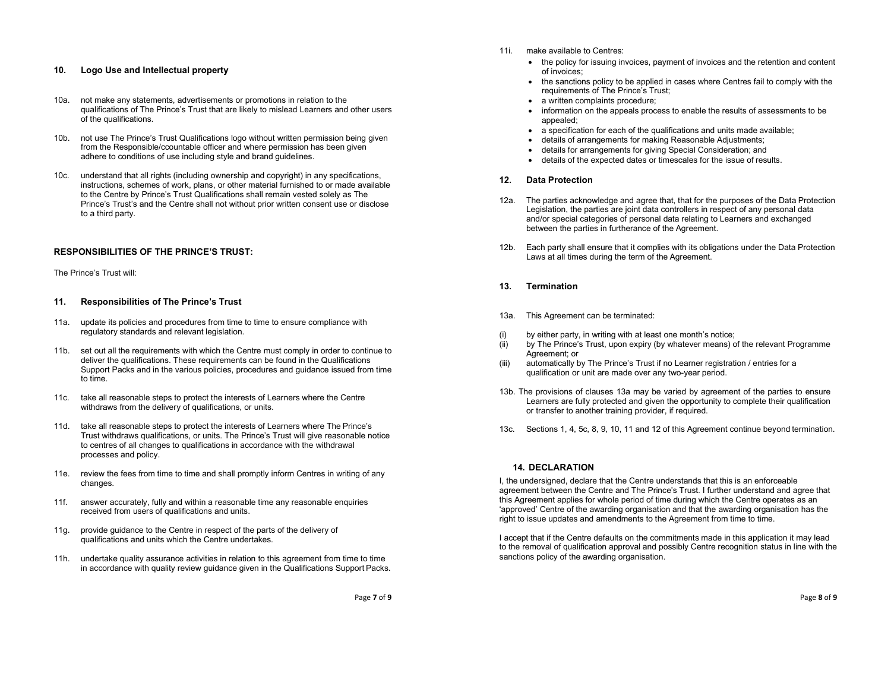## 10. Logo Use and Intellectual property

10a. not make any statements, advertisements or promotions in relation to the qualifications of The Prince's Trust that are likely to mislead Learners and other users of the qualifications.

10b. not use The Prince's Trust Qualifications logo without written permission being given from the Responsible/ccountable officer and where permission has been given adhere to conditions of use including style and brand guidelines.

10c. understand that all rights (including ownership and copyright) in any specifications, instructions, schemes of work, plans, or other material furnished to or made available to the Centre by Prince's Trust Qualifications shall remain vested solely as The Prince's Trust's and the Centre shall not without prior written consent use or disclose to a third party.

**RESPONSIBILITIES OF THE PRINCE'S TRUST:**

The Prince's Trust will:

## 11. Responsibilities of The Prince's Trust

11a. update its policies and procedures from time to time to ensure compliance with regulatory standards and relevant legislation.

11b. set out all the requirements with which the Centre must comply in order to continue to deliver the qualifications. These requirements can be found in the Qualifications Support Packs and in the various policies, procedures and guidance issued from time to time.

11c. take all reasonable steps to protect the interests of Learners where the Centre withdraws from the delivery of qualifications, or units.

11d. take all reasonable steps to protect the interests of Learners where The Prince's Trust withdraws qualifications, or units. The Prince's Trust will give reasonable notice to centres of all changes to qualifications in accordance with the withdrawal processes and policy.

11e. review the fees from time to time and shall promptly inform Centres in writing of any changes.

11f. answer accurately, fully and within a reasonable time any reasonable enquiries received from users of qualifications and units.

11g. provide guidance to the Centre in respect of the parts of the delivery of qualifications and units which the Centre undertakes.

11h. undertake quality assurance activities in relation to this agreement from time to time in accordance with quality review guidance given in the Qualifications Support Packs.

11i. make available to Centres:

- the policy for issuing invoices, payment of invoices and the retention and content of invoices;
- the sanctions policy to be applied in cases where Centres fail to comply with the requirements of The Prince's Trust;
- a written complaints procedure;
- information on the appeals process to enable the results of assessments to be appealed;
- a specification for each of the qualifications and units made available;
- details of arrangements for making Reasonable Adjustments;
- details for arrangements for giving Special Consideration; and
- details of the expected dates or timescales for the issue of results.

## 12. Data Protection

12a. The parties acknowledge and agree that, that for the purposes of the Data Protection Legislation, the parties are joint data controllers in respect of any personal data and/or special categories of personal data relating to Learners and exchanged between the parties in furtherance of the Agreement.

12b. Each party shall ensure that it complies with its obligations under the Data Protection Laws at all times during the term of the Agreement.

## 13. Termination

13a. This Agreement can be terminated:

(i) by either party, in writing with at least one month's notice;
(ii) by The Prince's Trust, upon expiry (by whatever means) of the relevant Programme Agreement; or
(iii) automatically by The Prince's Trust if no Learner registration / entries for a qualification or unit are made over any two-year period.

13b. The provisions of clauses 13a may be varied by agreement of the parties to ensure Learners are fully protected and given the opportunity to complete their qualification or transfer to another training provider, if required.

13c. Sections 1, 4, 5c, 8, 9, 10, 11 and 12 of this Agreement continue beyond termination.

## 14. DECLARATION

I, the undersigned, declare that the Centre understands that this is an enforceable agreement between the Centre and The Prince's Trust. I further understand and agree that this Agreement applies for whole period of time during which the Centre operates as an 'approved' Centre of the awarding organisation and that the awarding organisation has the right to issue updates and amendments to the Agreement from time to time.

I accept that if the Centre defaults on the commitments made in this application it may lead to the removal of qualification approval and possibly Centre recognition status in line with the sanctions policy of the awarding organisation.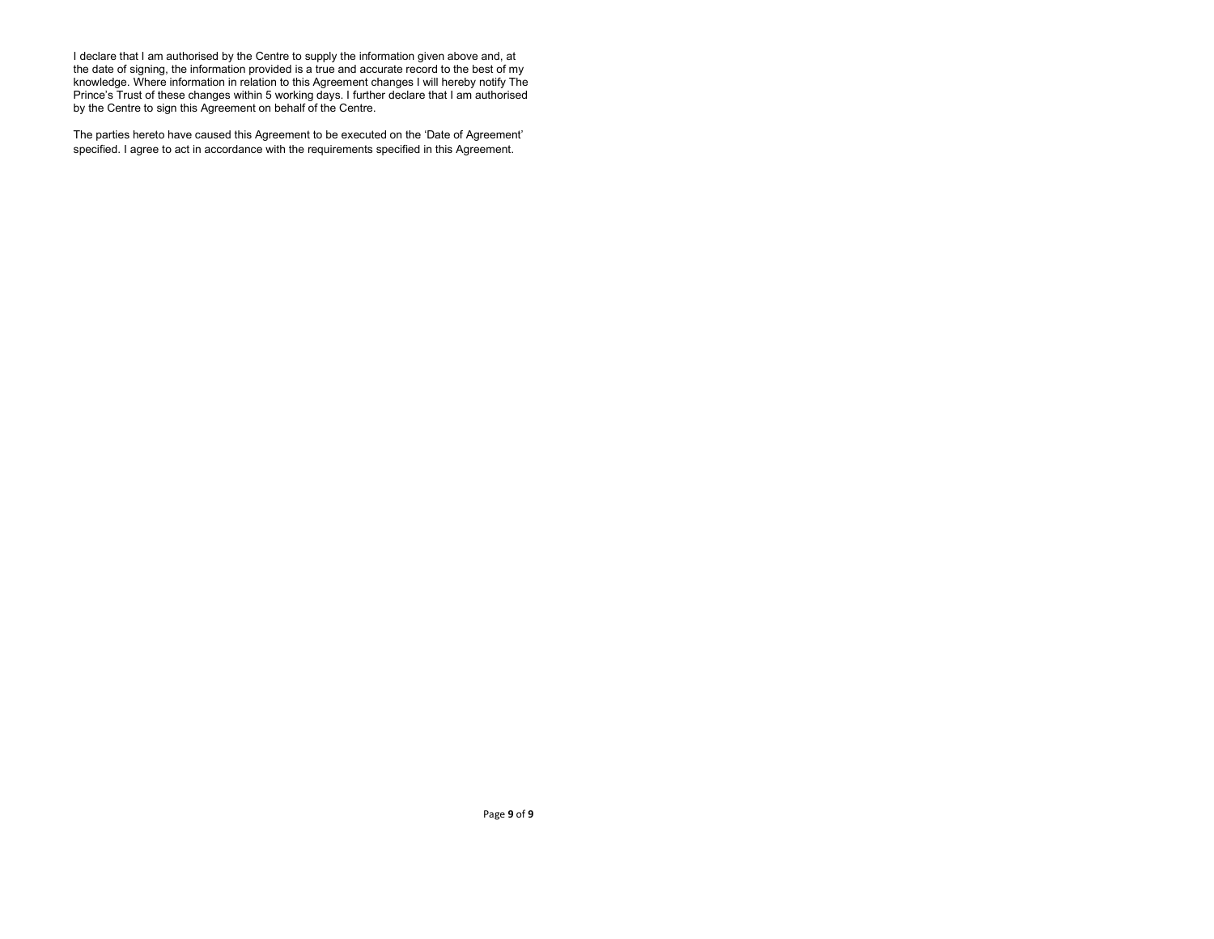I declare that I am authorised by the Centre to supply the information given above and, at the date of signing, the information provided is a true and accurate record to the best of my knowledge. Where information in relation to this Agreement changes I will hereby notify The Prince's Trust of these changes within 5 working days. I further declare that I am authorised by the Centre to sign this Agreement on behalf of the Centre.

The parties hereto have caused this Agreement to be executed on the 'Date of Agreement' specified. I agree to act in accordance with the requirements specified in this Agreement.